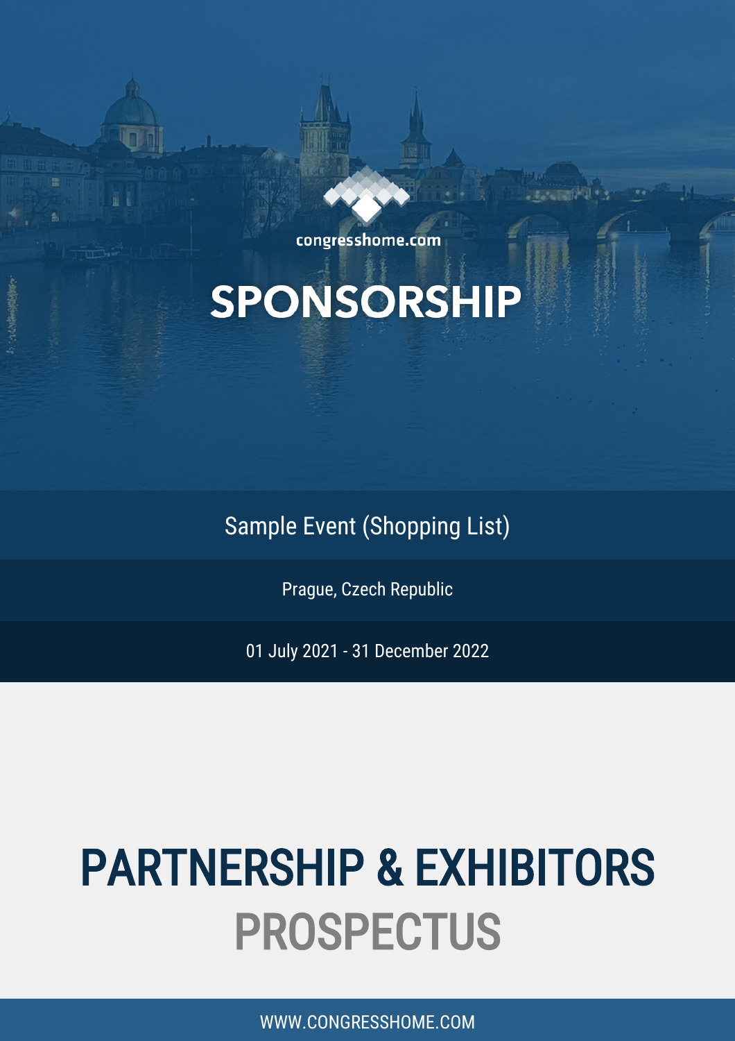congresshome.com

# SPONSORSHIP

Sample Event (Shopping List)

Prague, Czech Republic

01 July 2021 - 31 December 2022

# PARTNERSHIP & EXHIBITORS PROSPECTUS

WWW.CONGRESSHOME.COM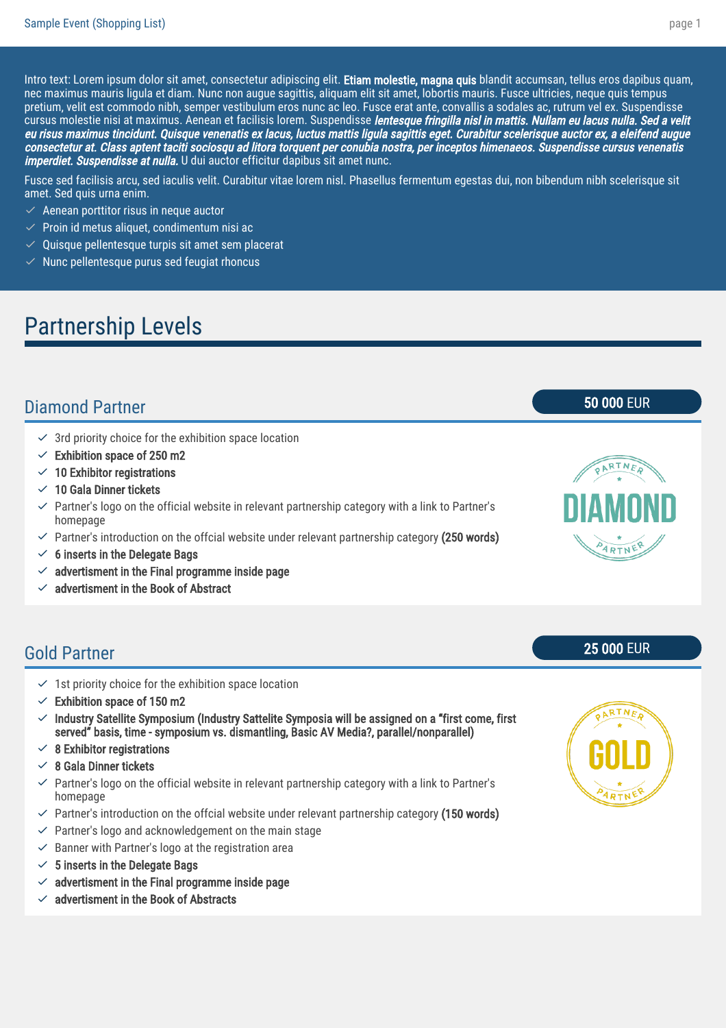Intro text: Lorem ipsum dolor sit amet, consectetur adipiscing elit. **Etiam molestie, magna quis** blandit accumsan, tellus eros dapibus quam, nec maximus mauris ligula et diam. Nunc non augue sagittis, aliquam elit sit amet, lobortis mauris. Fusce ultricies, neque quis tempus pretium, velit est commodo nibh, semper vestibulum eros nunc ac leo. Fusce erat ante, convallis a sodales ac, rutrum vel ex. Suspendisse cursus molestie nisi at maximus. Aenean et facilisis lorem. Suspendisse ***lentesque fringilla nisl in mattis. Nullam eu lacus nulla. Sed a velit eu risus maximus tincidunt. Quisque venenatis ex lacus, luctus mattis ligula sagittis eget. Curabitur scelerisque auctor ex, a eleifend augue consectetur at. Class aptent taciti sociosqu ad litora torquent per conubia nostra, per inceptos himenaeos. Suspendisse cursus venenatis imperdiet. Suspendisse at nulla.*** U dui auctor efficitur dapibus sit amet nunc.

Fusce sed facilisis arcu, sed iaculis velit. Curabitur vitae lorem nisl. Phasellus fermentum egestas dui, non bibendum nibh scelerisque sit amet. Sed quis urna enim.

- Aenean porttitor risus in neque auctor
- Proin id metus aliquet, condimentum nisi ac
- Quisque pellentesque turpis sit amet sem placerat
- Nunc pellentesque purus sed feugiat rhoncus

# Partnership Levels

## Diamond Partner

**50 000** EUR

- 3rd priority choice for the exhibition space location
- **Exhibition space of 250 m2**
- **10 Exhibitor registrations**
- **10 Gala Dinner tickets**
- Partner's logo on the official website in relevant partnership category with a link to Partner's homepage
- Partner's introduction on the offcial website under relevant partnership category **(250 words)**
- **6 inserts in the Delegate Bags**
- **advertisment in the Final programme inside page**
- **advertisment in the Book of Abstract**

## Gold Partner

**25 000** EUR

- 1st priority choice for the exhibition space location
- **Exhibition space of 150 m2**
- **Industry Satellite Symposium (Industry Sattelite Symposia will be assigned on a "first come, first served" basis, time - symposium vs. dismantling, Basic AV Media?, parallel/nonparallel)**
- **8 Exhibitor registrations**
- **8 Gala Dinner tickets**
- Partner's logo on the official website in relevant partnership category with a link to Partner's homepage
- Partner's introduction on the offcial website under relevant partnership category **(150 words)**
- Partner's logo and acknowledgement on the main stage
- Banner with Partner's logo at the registration area
- **5 inserts in the Delegate Bags**
- **advertisment in the Final programme inside page**
- **advertisment in the Book of Abstracts**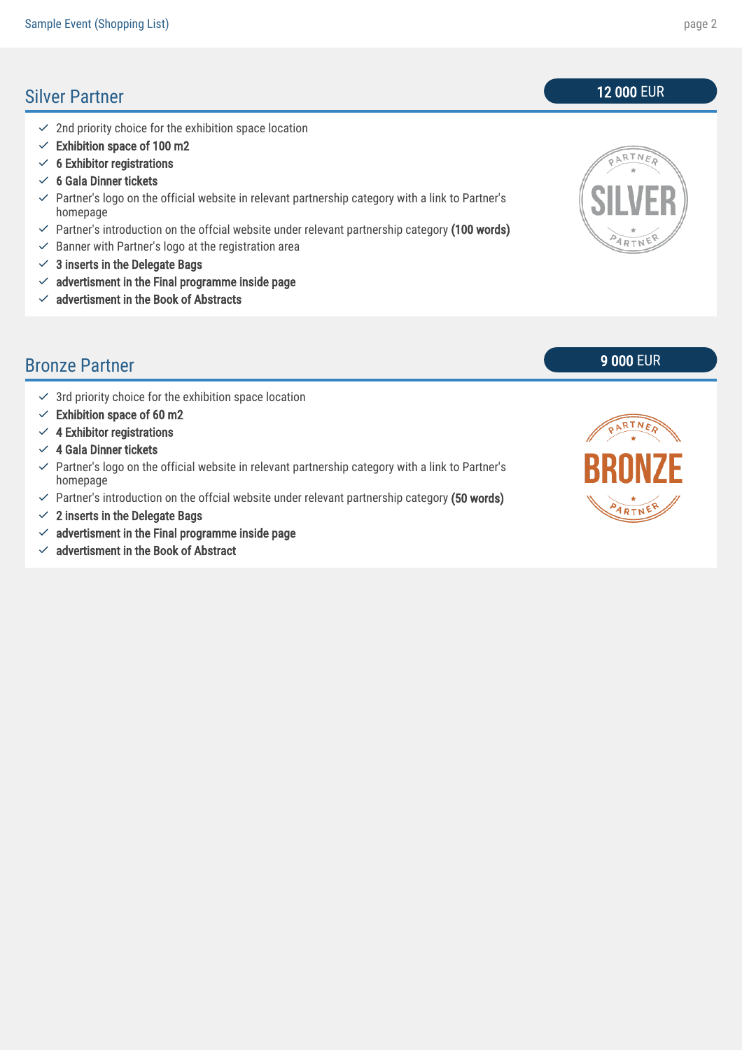## Silver Partner

**12 000** EUR

- 2nd priority choice for the exhibition space location
- **Exhibition space of 100 m2**
- **6 Exhibitor registrations**
- **6 Gala Dinner tickets**
- Partner's logo on the official website in relevant partnership category with a link to Partner's homepage
- Partner's introduction on the offcial website under relevant partnership category **(100 words)**
- Banner with Partner's logo at the registration area
- **3 inserts in the Delegate Bags**
- **advertisment in the Final programme inside page**
- **advertisment in the Book of Abstracts**

## Bronze Partner

**9 000** EUR

- 3rd priority choice for the exhibition space location
- **Exhibition space of 60 m2**
- **4 Exhibitor registrations**
- **4 Gala Dinner tickets**
- Partner's logo on the official website in relevant partnership category with a link to Partner's homepage
- Partner's introduction on the offcial website under relevant partnership category **(50 words)**
- **2 inserts in the Delegate Bags**
- **advertisment in the Final programme inside page**
- **advertisment in the Book of Abstract**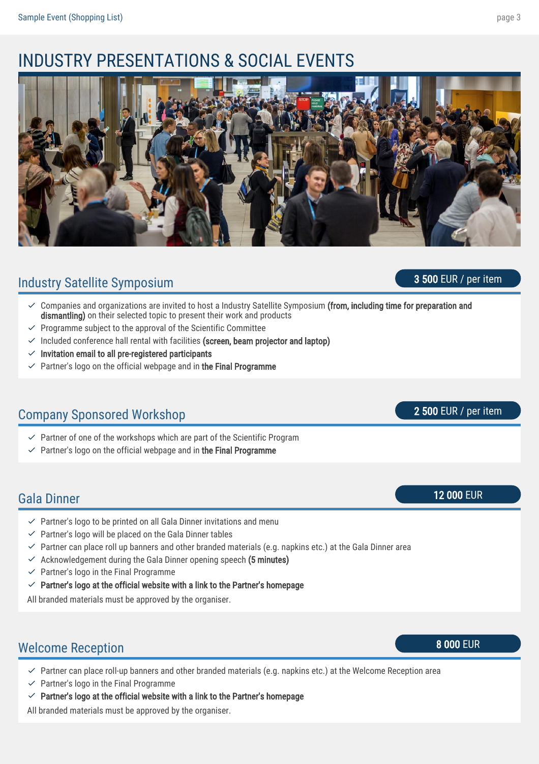# INDUSTRY PRESENTATIONS & SOCIAL EVENTS

## Industry Satellite Symposium

**3 500** EUR / per item

- Companies and organizations are invited to host a Industry Satellite Symposium **(from, including time for preparation and dismantling)** on their selected topic to present their work and products
- Programme subject to the approval of the Scientific Committee
- Included conference hall rental with facilities **(screen, beam projector and laptop)**
- **Invitation email to all pre-registered participants**
- Partner's logo on the official webpage and in **the Final Programme**

## Company Sponsored Workshop

**2 500** EUR / per item

- Partner of one of the workshops which are part of the Scientific Program
- Partner's logo on the official webpage and in **the Final Programme**

## Gala Dinner

**12 000** EUR

- Partner's logo to be printed on all Gala Dinner invitations and menu
- Partner's logo will be placed on the Gala Dinner tables
- Partner can place roll up banners and other branded materials (e.g. napkins etc.) at the Gala Dinner area
- Acknowledgement during the Gala Dinner opening speech **(5 minutes)**
- Partner's logo in the Final Programme
- **Partner's logo at the official website with a link to the Partner's homepage**

All branded materials must be approved by the organiser.

## Welcome Reception

**8 000** EUR

- Partner can place roll-up banners and other branded materials (e.g. napkins etc.) at the Welcome Reception area
- Partner's logo in the Final Programme
- **Partner's logo at the official website with a link to the Partner's homepage**

All branded materials must be approved by the organiser.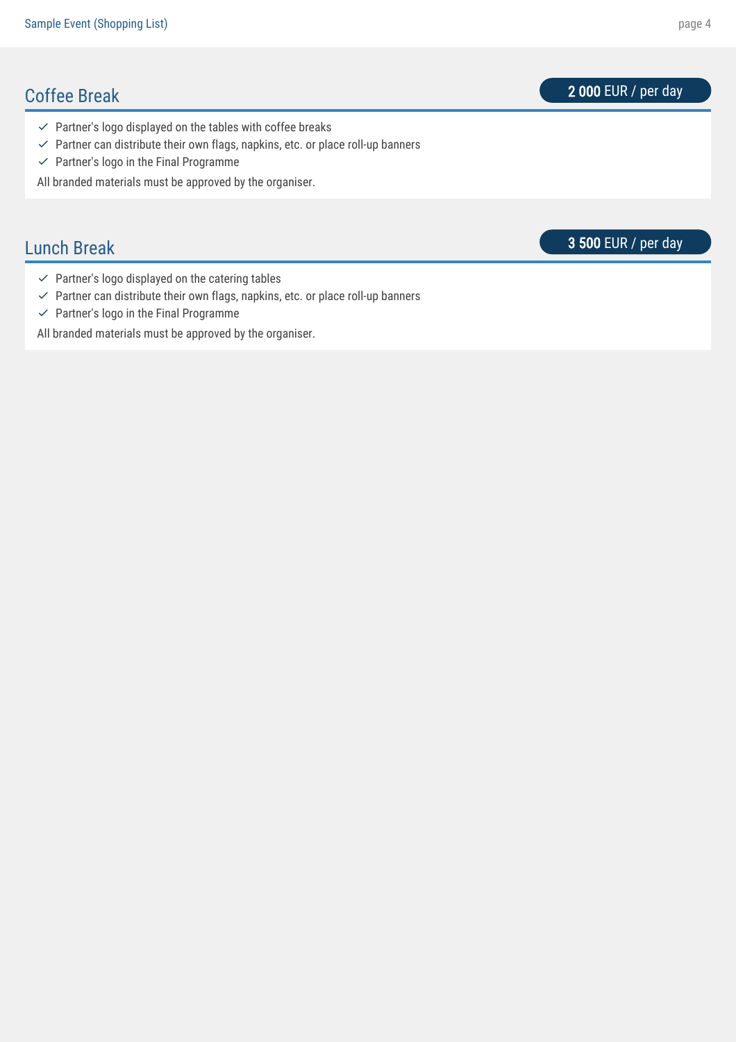## Coffee Break

**2 000** EUR / per day

- ✓ Partner's logo displayed on the tables with coffee breaks
- ✓ Partner can distribute their own flags, napkins, etc. or place roll-up banners
- ✓ Partner's logo in the Final Programme

All branded materials must be approved by the organiser.

## Lunch Break

**3 500** EUR / per day

- ✓ Partner's logo displayed on the catering tables
- ✓ Partner can distribute their own flags, napkins, etc. or place roll-up banners
- ✓ Partner's logo in the Final Programme

All branded materials must be approved by the organiser.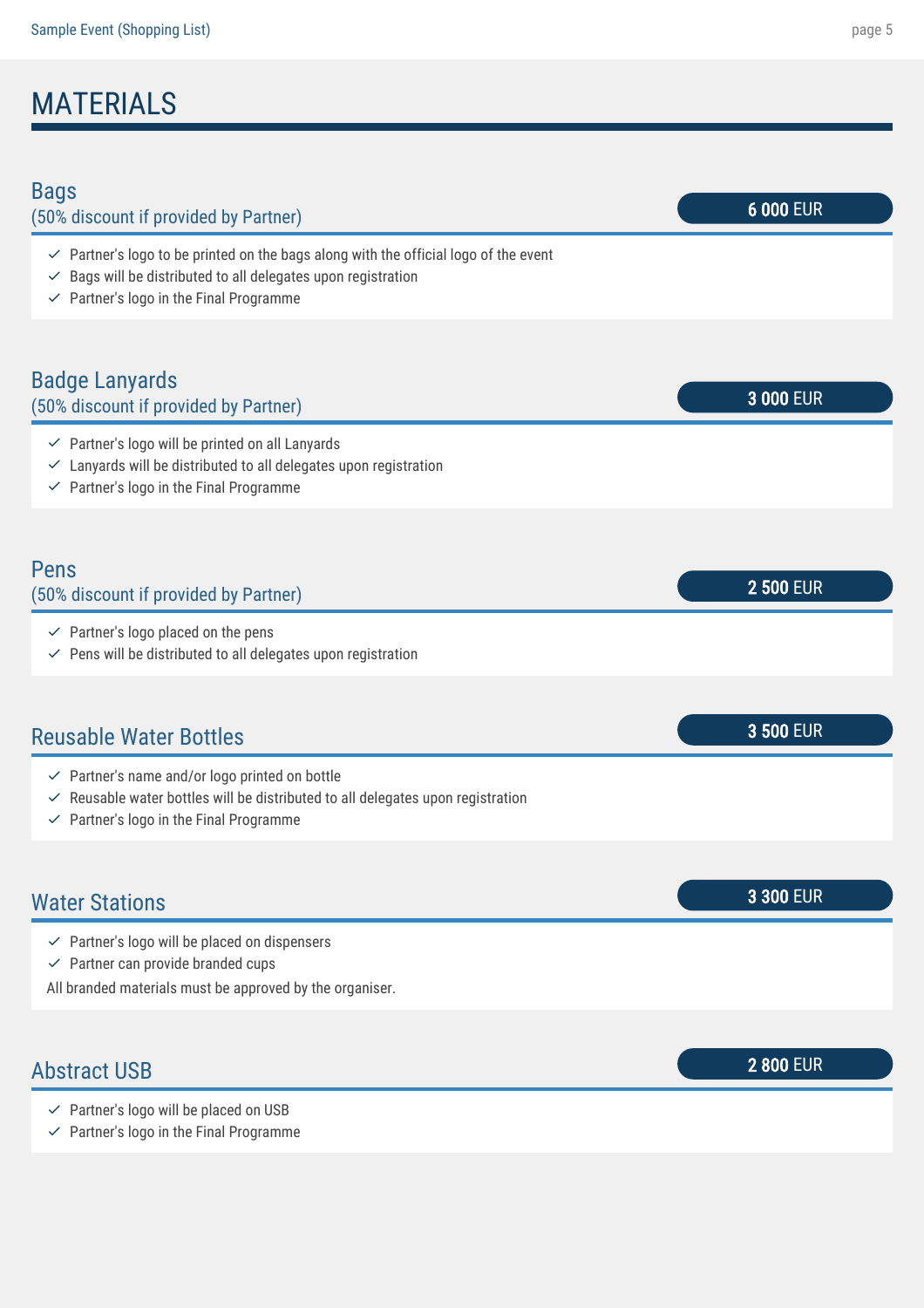# MATERIALS

## Bags
(50% discount if provided by Partner)

**6 000** EUR

- Partner's logo to be printed on the bags along with the official logo of the event
- Bags will be distributed to all delegates upon registration
- Partner's logo in the Final Programme

## Badge Lanyards
(50% discount if provided by Partner)

**3 000** EUR

- Partner's logo will be printed on all Lanyards
- Lanyards will be distributed to all delegates upon registration
- Partner's logo in the Final Programme

## Pens
(50% discount if provided by Partner)

**2 500** EUR

- Partner's logo placed on the pens
- Pens will be distributed to all delegates upon registration

## Reusable Water Bottles

**3 500** EUR

- Partner's name and/or logo printed on bottle
- Reusable water bottles will be distributed to all delegates upon registration
- Partner's logo in the Final Programme

## Water Stations

**3 300** EUR

- Partner's logo will be placed on dispensers
- Partner can provide branded cups

All branded materials must be approved by the organiser.

## Abstract USB

**2 800** EUR

- Partner's logo will be placed on USB
- Partner's logo in the Final Programme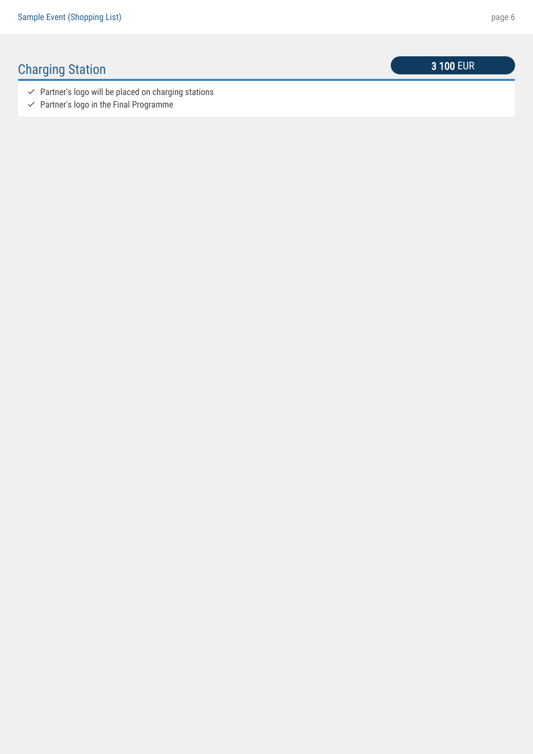## Charging Station

**3 100** EUR

- Partner's logo will be placed on charging stations
- Partner's logo in the Final Programme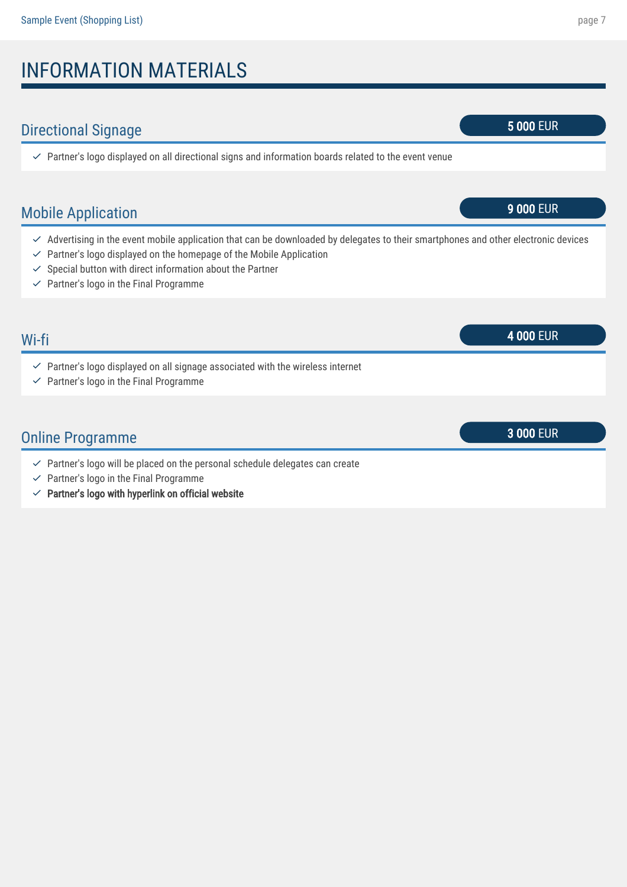# INFORMATION MATERIALS

## Directional Signage

**5 000** EUR

- Partner's logo displayed on all directional signs and information boards related to the event venue

## Mobile Application

**9 000** EUR

- Advertising in the event mobile application that can be downloaded by delegates to their smartphones and other electronic devices
- Partner's logo displayed on the homepage of the Mobile Application
- Special button with direct information about the Partner
- Partner's logo in the Final Programme

## Wi-fi

**4 000** EUR

- Partner's logo displayed on all signage associated with the wireless internet
- Partner's logo in the Final Programme

## Online Programme

**3 000** EUR

- Partner's logo will be placed on the personal schedule delegates can create
- Partner's logo in the Final Programme
- **Partner's logo with hyperlink on official website**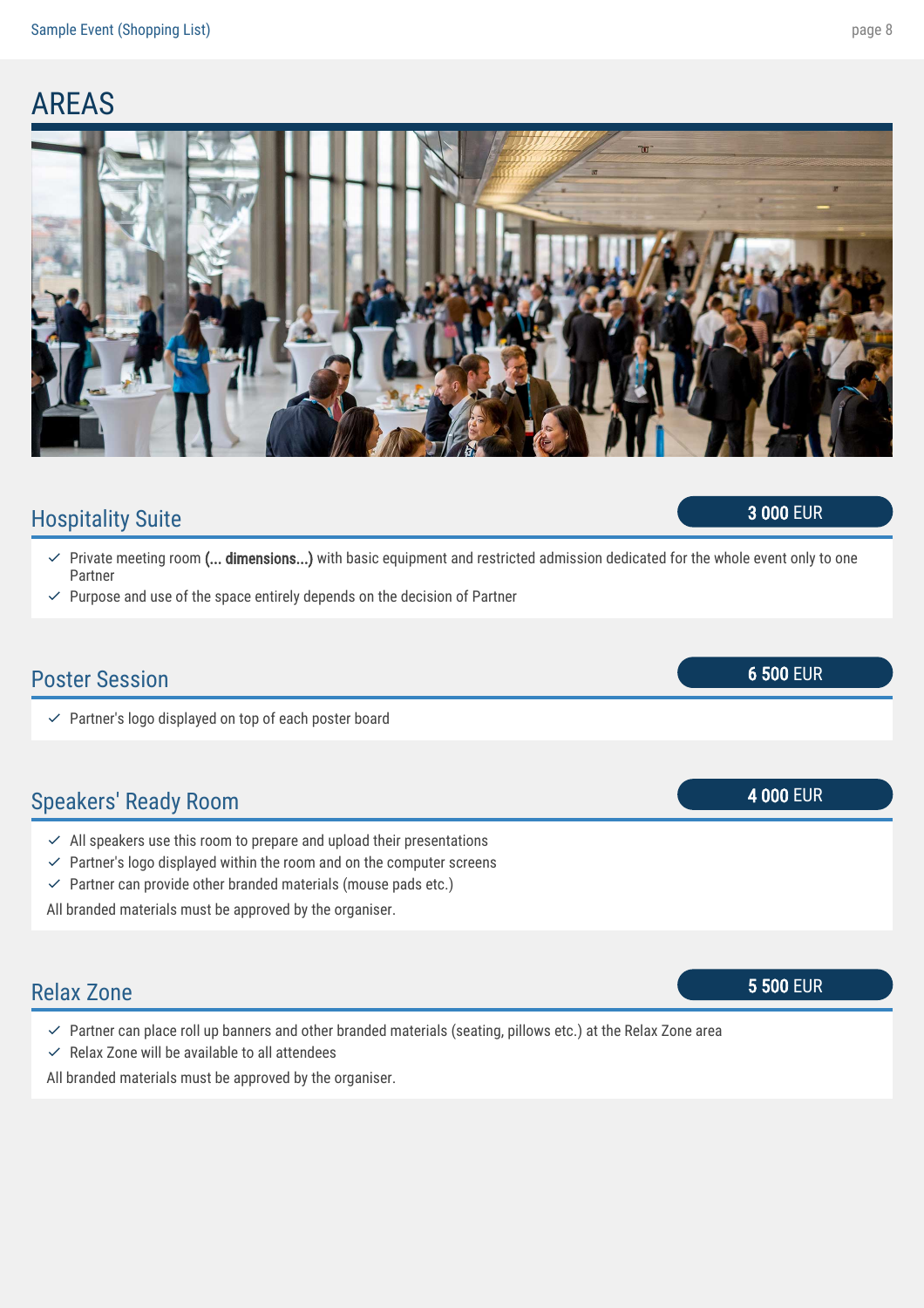# AREAS

## Hospitality Suite

**3 000** EUR

- Private meeting room **(... dimensions...)** with basic equipment and restricted admission dedicated for the whole event only to one Partner
- Purpose and use of the space entirely depends on the decision of Partner

## Poster Session

**6 500** EUR

- Partner's logo displayed on top of each poster board

## Speakers' Ready Room

**4 000** EUR

- All speakers use this room to prepare and upload their presentations
- Partner's logo displayed within the room and on the computer screens
- Partner can provide other branded materials (mouse pads etc.)

All branded materials must be approved by the organiser.

## Relax Zone

**5 500** EUR

- Partner can place roll up banners and other branded materials (seating, pillows etc.) at the Relax Zone area
- Relax Zone will be available to all attendees

All branded materials must be approved by the organiser.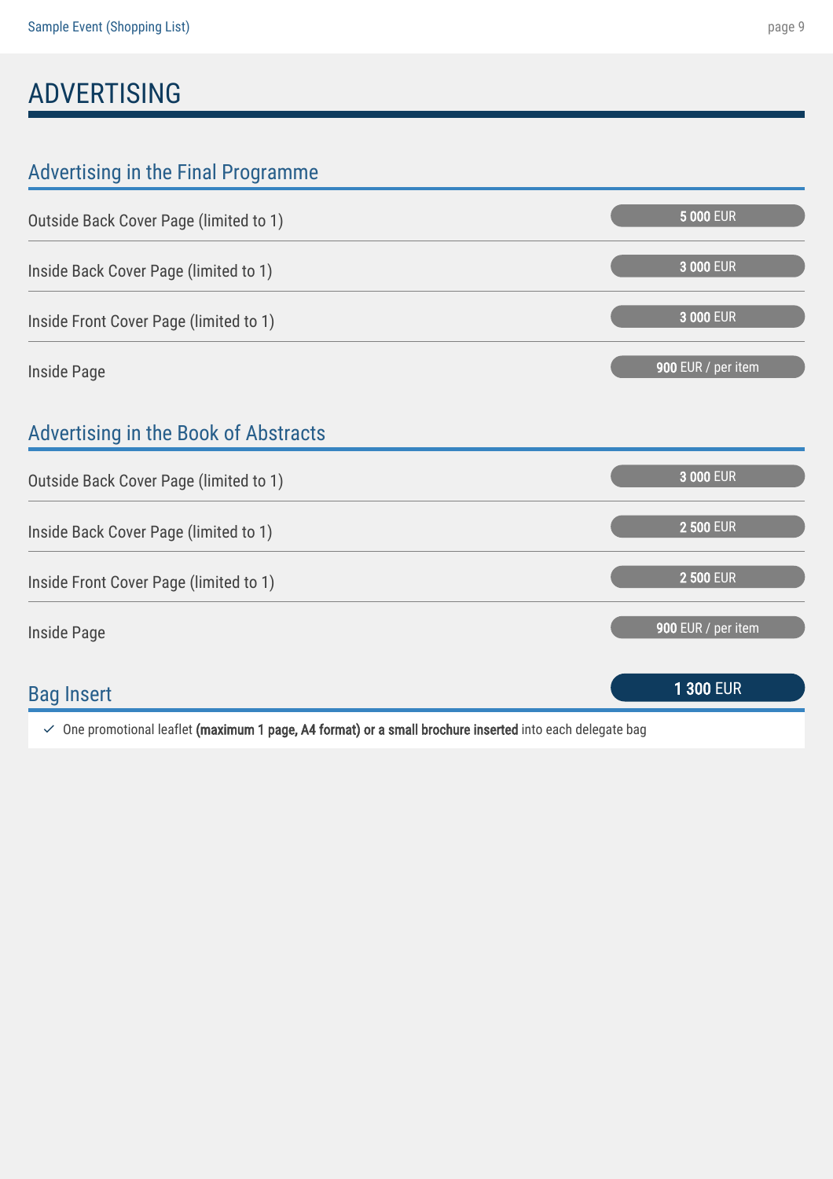# ADVERTISING

## Advertising in the Final Programme

| | |
|---|---|
| Outside Back Cover Page (limited to 1) | **5 000** EUR |
| Inside Back Cover Page (limited to 1) | **3 000** EUR |
| Inside Front Cover Page (limited to 1) | **3 000** EUR |
| Inside Page | **900** EUR / per item |

## Advertising in the Book of Abstracts

| | |
|---|---|
| Outside Back Cover Page (limited to 1) | **3 000** EUR |
| Inside Back Cover Page (limited to 1) | **2 500** EUR |
| Inside Front Cover Page (limited to 1) | **2 500** EUR |
| Inside Page | **900** EUR / per item |

## Bag Insert

**1 300** EUR

- ✓ One promotional leaflet **(maximum 1 page, A4 format) or a small brochure inserted** into each delegate bag